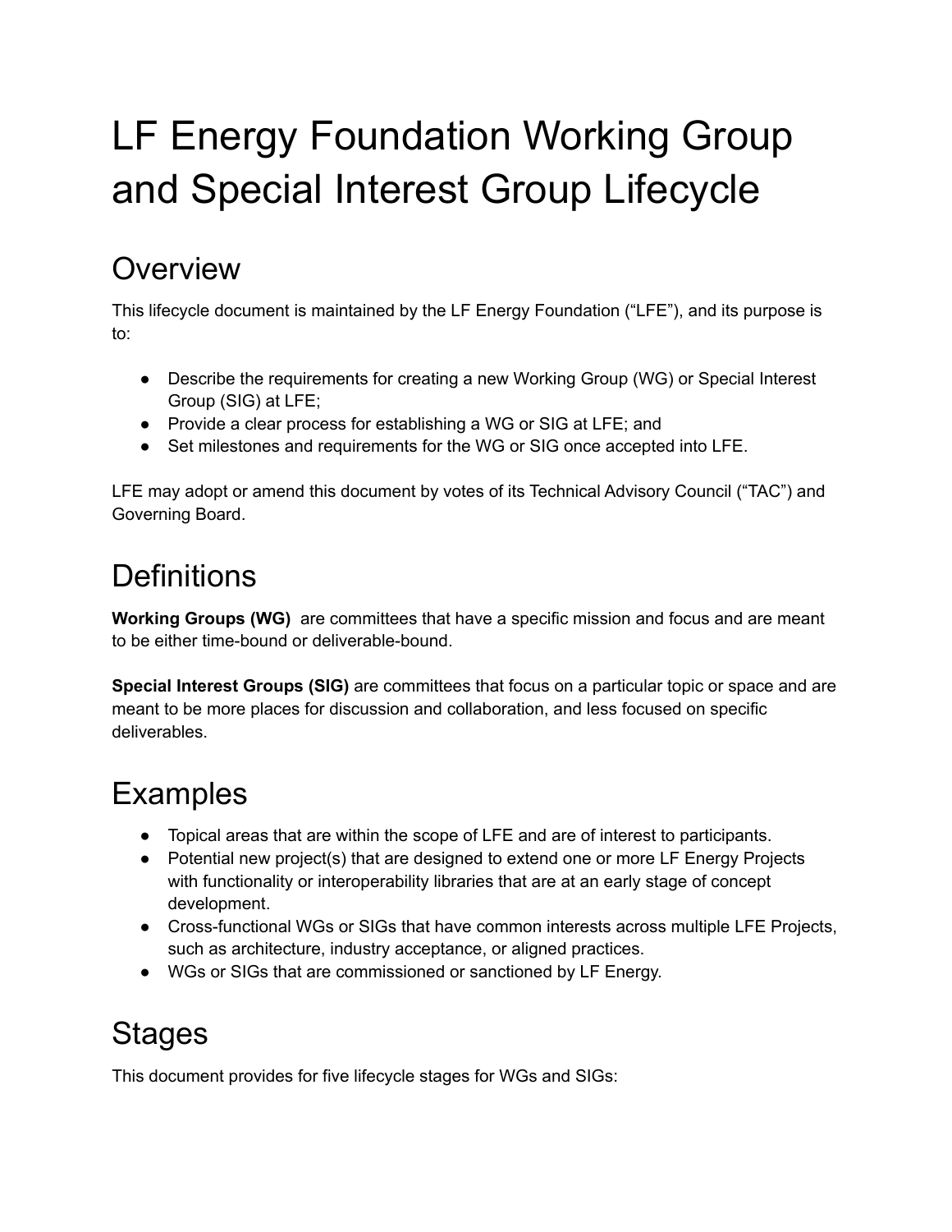# LF Energy Foundation Working Group and Special Interest Group Lifecycle

## Overview

This lifecycle document is maintained by the LF Energy Foundation ("LFE"), and its purpose is to:

- Describe the requirements for creating a new Working Group (WG) or Special Interest Group (SIG) at LFE;
- Provide a clear process for establishing a WG or SIG at LFE; and
- Set milestones and requirements for the WG or SIG once accepted into LFE.

LFE may adopt or amend this document by votes of its Technical Advisory Council ("TAC") and Governing Board.

## Definitions

**Working Groups (WG)** are committees that have a specific mission and focus and are meant to be either time-bound or deliverable-bound.

**Special Interest Groups (SIG)** are committees that focus on a particular topic or space and are meant to be more places for discussion and collaboration, and less focused on specific deliverables.

## Examples

- Topical areas that are within the scope of LFE and are of interest to participants.
- Potential new project(s) that are designed to extend one or more LF Energy Projects with functionality or interoperability libraries that are at an early stage of concept development.
- Cross-functional WGs or SIGs that have common interests across multiple LFE Projects, such as architecture, industry acceptance, or aligned practices.
- WGs or SIGs that are commissioned or sanctioned by LF Energy.

## Stages

This document provides for five lifecycle stages for WGs and SIGs: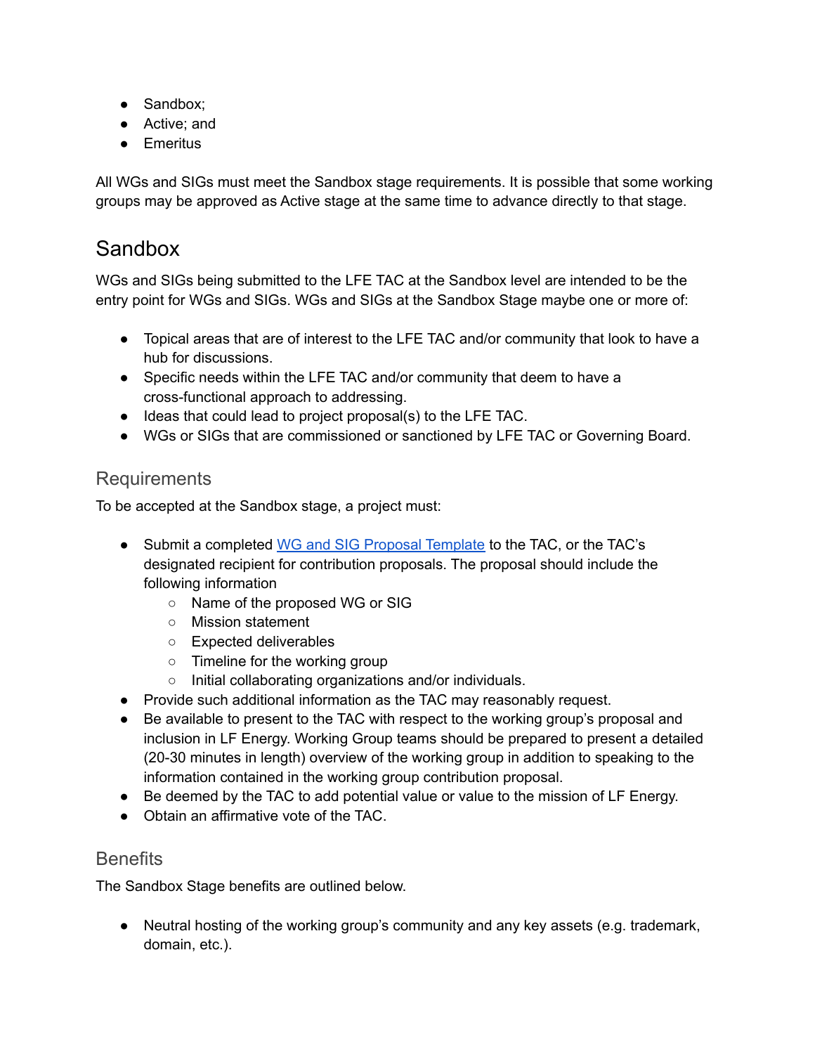- Sandbox;
- Active; and
- Emeritus

All WGs and SIGs must meet the Sandbox stage requirements. It is possible that some working groups may be approved as Active stage at the same time to advance directly to that stage.

## Sandbox

WGs and SIGs being submitted to the LFE TAC at the Sandbox level are intended to be the entry point for WGs and SIGs. WGs and SIGs at the Sandbox Stage maybe one or more of:

- Topical areas that are of interest to the LFE TAC and/or community that look to have a hub for discussions.
- Specific needs within the LFE TAC and/or community that deem to have a cross-functional approach to addressing.
- Ideas that could lead to project proposal(s) to the LFE TAC.
- WGs or SIGs that are commissioned or sanctioned by LFE TAC or Governing Board.

### Requirements

To be accepted at the Sandbox stage, a project must:

- Submit a completed [WG and SIG Proposal Template] to the TAC, or the TAC's designated recipient for contribution proposals. The proposal should include the following information
  - Name of the proposed WG or SIG
  - Mission statement
  - Expected deliverables
  - Timeline for the working group
  - Initial collaborating organizations and/or individuals.
- Provide such additional information as the TAC may reasonably request.
- Be available to present to the TAC with respect to the working group's proposal and inclusion in LF Energy. Working Group teams should be prepared to present a detailed (20-30 minutes in length) overview of the working group in addition to speaking to the information contained in the working group contribution proposal.
- Be deemed by the TAC to add potential value or value to the mission of LF Energy.
- Obtain an affirmative vote of the TAC.

### Benefits

The Sandbox Stage benefits are outlined below.

- Neutral hosting of the working group's community and any key assets (e.g. trademark, domain, etc.).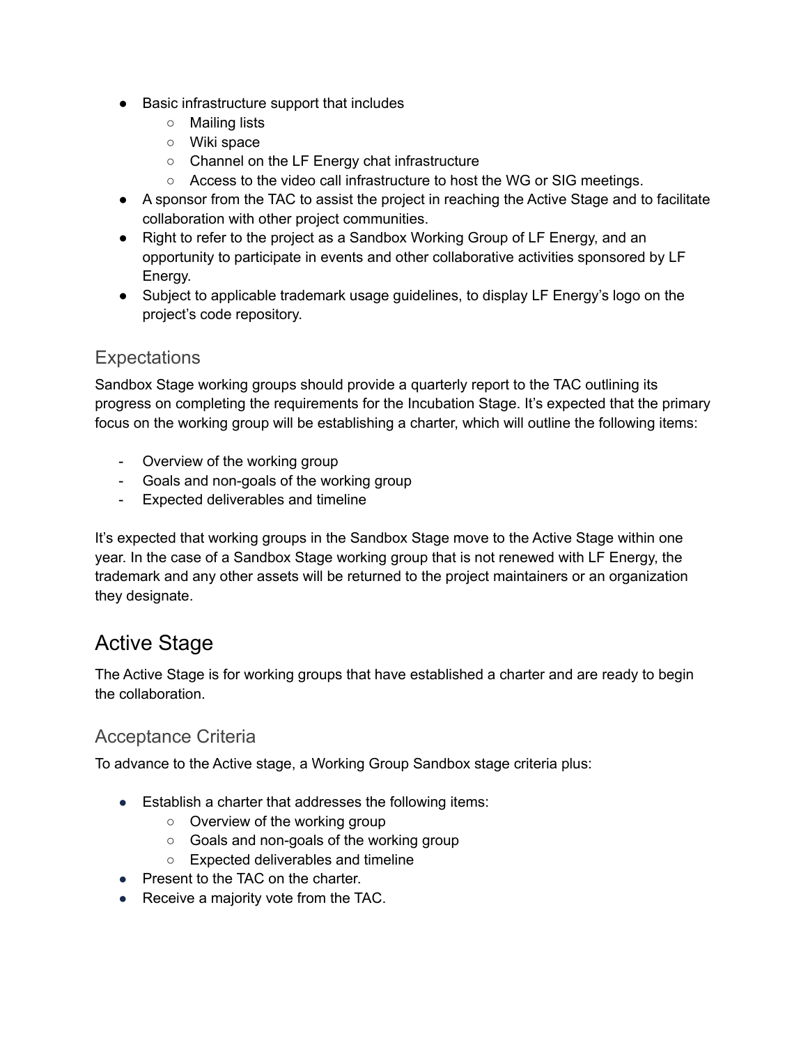- Basic infrastructure support that includes
  - Mailing lists
  - Wiki space
  - Channel on the LF Energy chat infrastructure
  - Access to the video call infrastructure to host the WG or SIG meetings.
- A sponsor from the TAC to assist the project in reaching the Active Stage and to facilitate collaboration with other project communities.
- Right to refer to the project as a Sandbox Working Group of LF Energy, and an opportunity to participate in events and other collaborative activities sponsored by LF Energy.
- Subject to applicable trademark usage guidelines, to display LF Energy's logo on the project's code repository.

### Expectations

Sandbox Stage working groups should provide a quarterly report to the TAC outlining its progress on completing the requirements for the Incubation Stage. It's expected that the primary focus on the working group will be establishing a charter, which will outline the following items:

- Overview of the working group
- Goals and non-goals of the working group
- Expected deliverables and timeline

It's expected that working groups in the Sandbox Stage move to the Active Stage within one year. In the case of a Sandbox Stage working group that is not renewed with LF Energy, the trademark and any other assets will be returned to the project maintainers or an organization they designate.

## Active Stage

The Active Stage is for working groups that have established a charter and are ready to begin the collaboration.

### Acceptance Criteria

To advance to the Active stage, a Working Group Sandbox stage criteria plus:

- Establish a charter that addresses the following items:
  - Overview of the working group
  - Goals and non-goals of the working group
  - Expected deliverables and timeline
- Present to the TAC on the charter.
- Receive a majority vote from the TAC.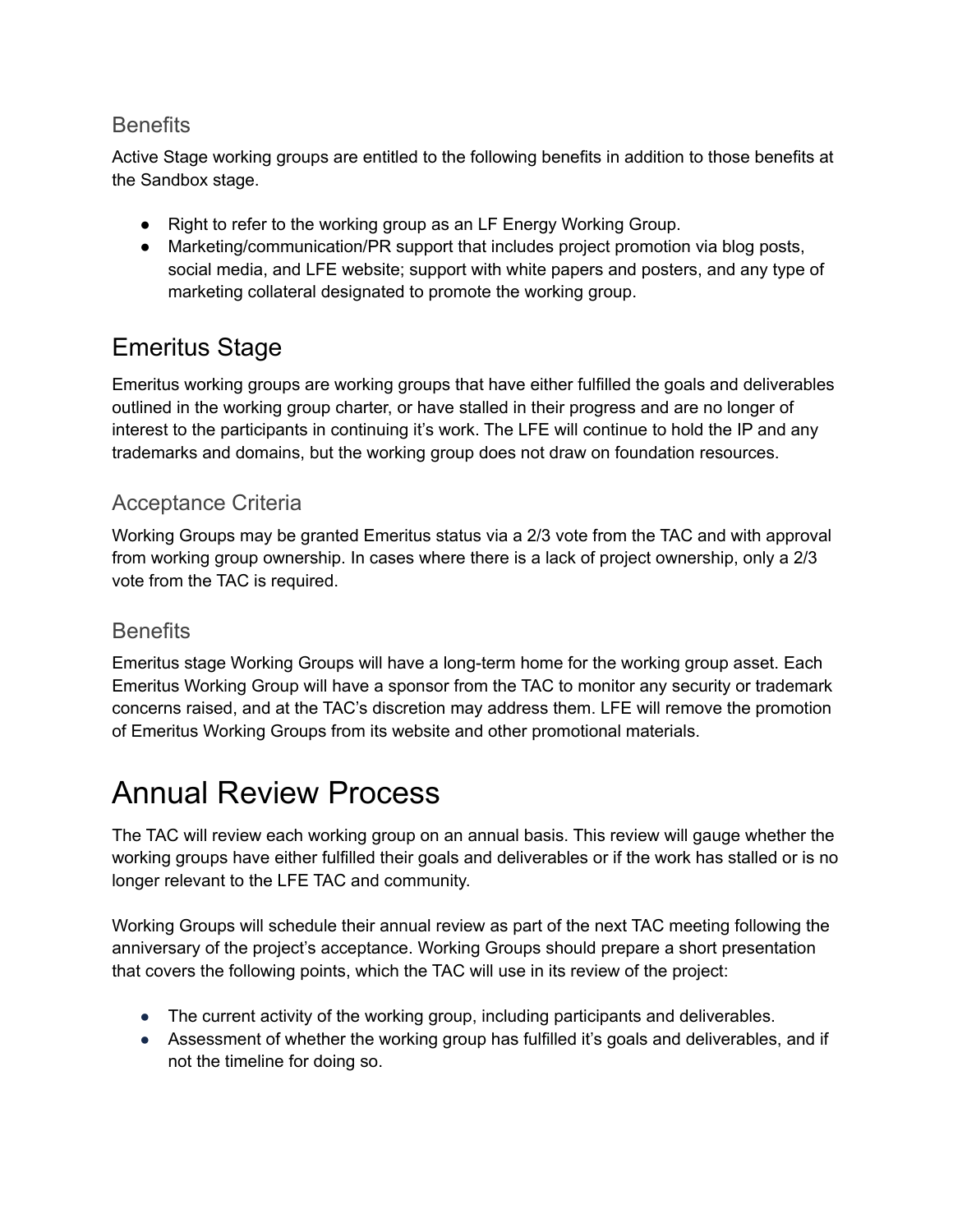### Benefits

Active Stage working groups are entitled to the following benefits in addition to those benefits at the Sandbox stage.

- Right to refer to the working group as an LF Energy Working Group.
- Marketing/communication/PR support that includes project promotion via blog posts, social media, and LFE website; support with white papers and posters, and any type of marketing collateral designated to promote the working group.

## Emeritus Stage

Emeritus working groups are working groups that have either fulfilled the goals and deliverables outlined in the working group charter, or have stalled in their progress and are no longer of interest to the participants in continuing it's work. The LFE will continue to hold the IP and any trademarks and domains, but the working group does not draw on foundation resources.

### Acceptance Criteria

Working Groups may be granted Emeritus status via a 2/3 vote from the TAC and with approval from working group ownership. In cases where there is a lack of project ownership, only a 2/3 vote from the TAC is required.

### Benefits

Emeritus stage Working Groups will have a long-term home for the working group asset. Each Emeritus Working Group will have a sponsor from the TAC to monitor any security or trademark concerns raised, and at the TAC's discretion may address them. LFE will remove the promotion of Emeritus Working Groups from its website and other promotional materials.

# Annual Review Process

The TAC will review each working group on an annual basis. This review will gauge whether the working groups have either fulfilled their goals and deliverables or if the work has stalled or is no longer relevant to the LFE TAC and community.

Working Groups will schedule their annual review as part of the next TAC meeting following the anniversary of the project's acceptance. Working Groups should prepare a short presentation that covers the following points, which the TAC will use in its review of the project:

- The current activity of the working group, including participants and deliverables.
- Assessment of whether the working group has fulfilled it's goals and deliverables, and if not the timeline for doing so.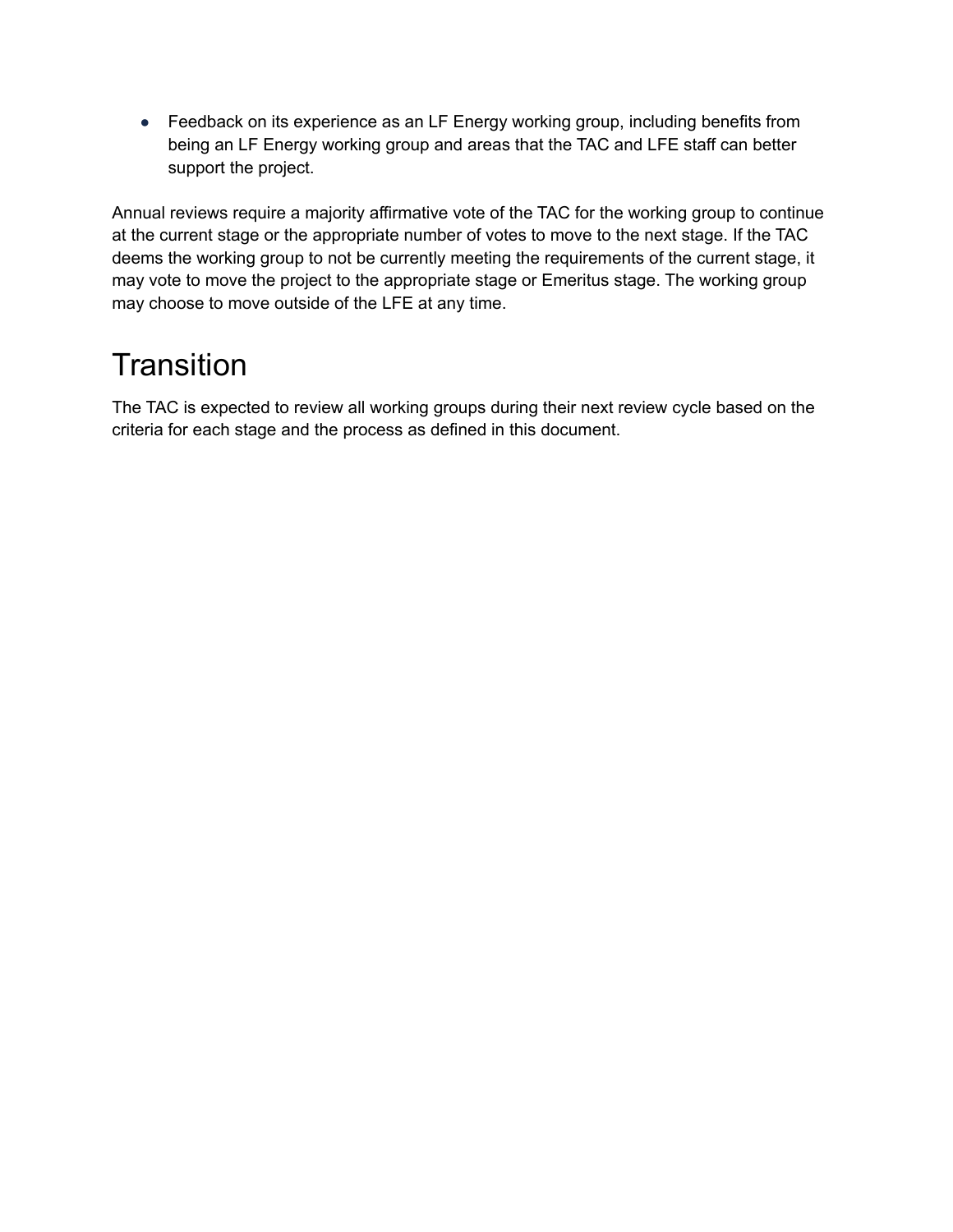- Feedback on its experience as an LF Energy working group, including benefits from being an LF Energy working group and areas that the TAC and LFE staff can better support the project.

Annual reviews require a majority affirmative vote of the TAC for the working group to continue at the current stage or the appropriate number of votes to move to the next stage. If the TAC deems the working group to not be currently meeting the requirements of the current stage, it may vote to move the project to the appropriate stage or Emeritus stage. The working group may choose to move outside of the LFE at any time.

# Transition

The TAC is expected to review all working groups during their next review cycle based on the criteria for each stage and the process as defined in this document.